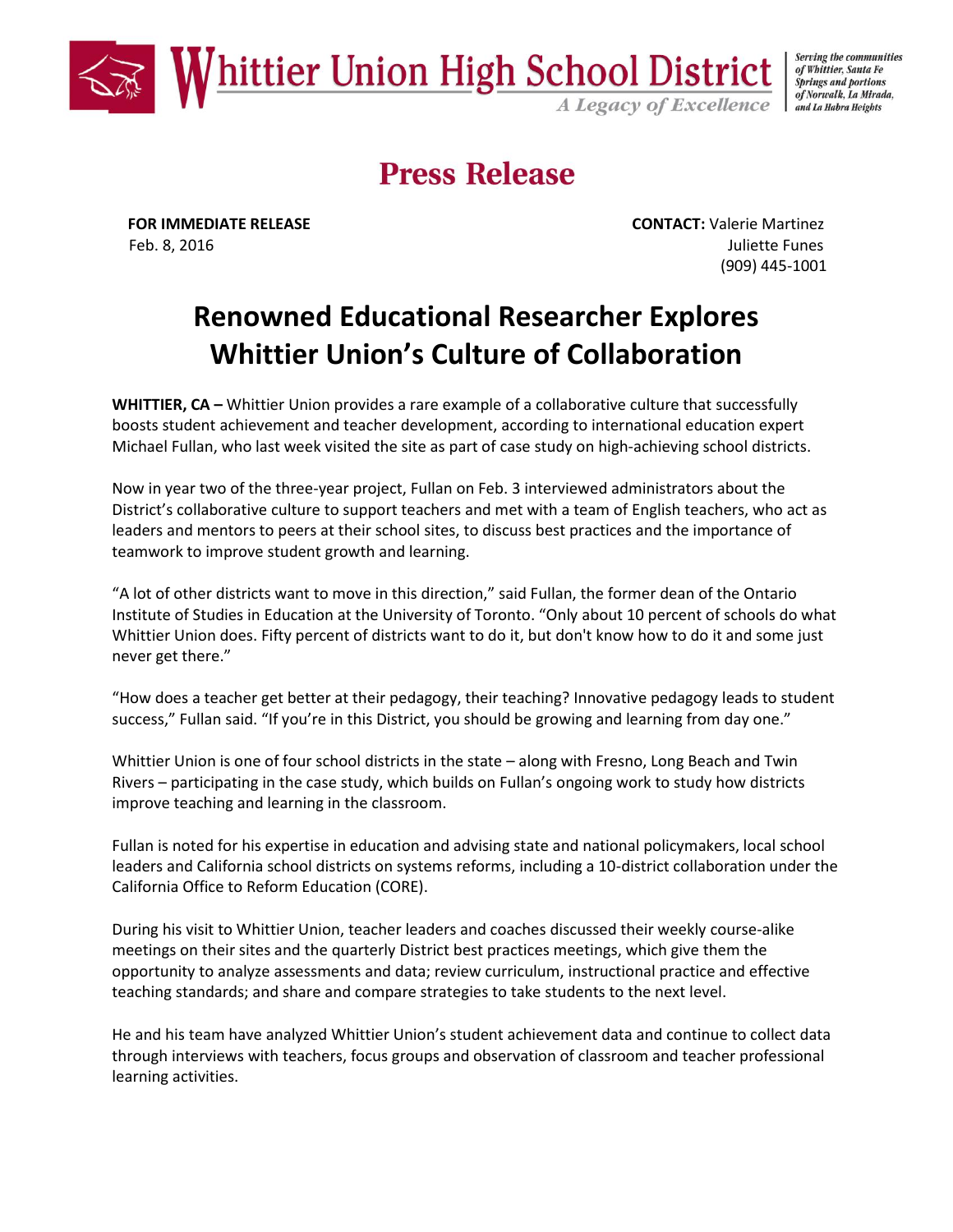# Whittier Union High School District

*A Legacy of Excellence*

*Serving the communities of Whittier, Santa Fe Springs and portions of Norwalk, La Mirada, and La Habra Heights*

## Press Release

**FOR IMMEDIATE RELEASE**
Feb. 8, 2016

**CONTACT:** Valerie Martinez
Juliette Funes
(909) 445-1001

# Renowned Educational Researcher Explores Whittier Union's Culture of Collaboration

**WHITTIER, CA –** Whittier Union provides a rare example of a collaborative culture that successfully boosts student achievement and teacher development, according to international education expert Michael Fullan, who last week visited the site as part of case study on high-achieving school districts.

Now in year two of the three-year project, Fullan on Feb. 3 interviewed administrators about the District's collaborative culture to support teachers and met with a team of English teachers, who act as leaders and mentors to peers at their school sites, to discuss best practices and the importance of teamwork to improve student growth and learning.

"A lot of other districts want to move in this direction," said Fullan, the former dean of the Ontario Institute of Studies in Education at the University of Toronto. "Only about 10 percent of schools do what Whittier Union does. Fifty percent of districts want to do it, but don't know how to do it and some just never get there."

"How does a teacher get better at their pedagogy, their teaching? Innovative pedagogy leads to student success," Fullan said. "If you're in this District, you should be growing and learning from day one."

Whittier Union is one of four school districts in the state – along with Fresno, Long Beach and Twin Rivers – participating in the case study, which builds on Fullan's ongoing work to study how districts improve teaching and learning in the classroom.

Fullan is noted for his expertise in education and advising state and national policymakers, local school leaders and California school districts on systems reforms, including a 10-district collaboration under the California Office to Reform Education (CORE).

During his visit to Whittier Union, teacher leaders and coaches discussed their weekly course-alike meetings on their sites and the quarterly District best practices meetings, which give them the opportunity to analyze assessments and data; review curriculum, instructional practice and effective teaching standards; and share and compare strategies to take students to the next level.

He and his team have analyzed Whittier Union's student achievement data and continue to collect data through interviews with teachers, focus groups and observation of classroom and teacher professional learning activities.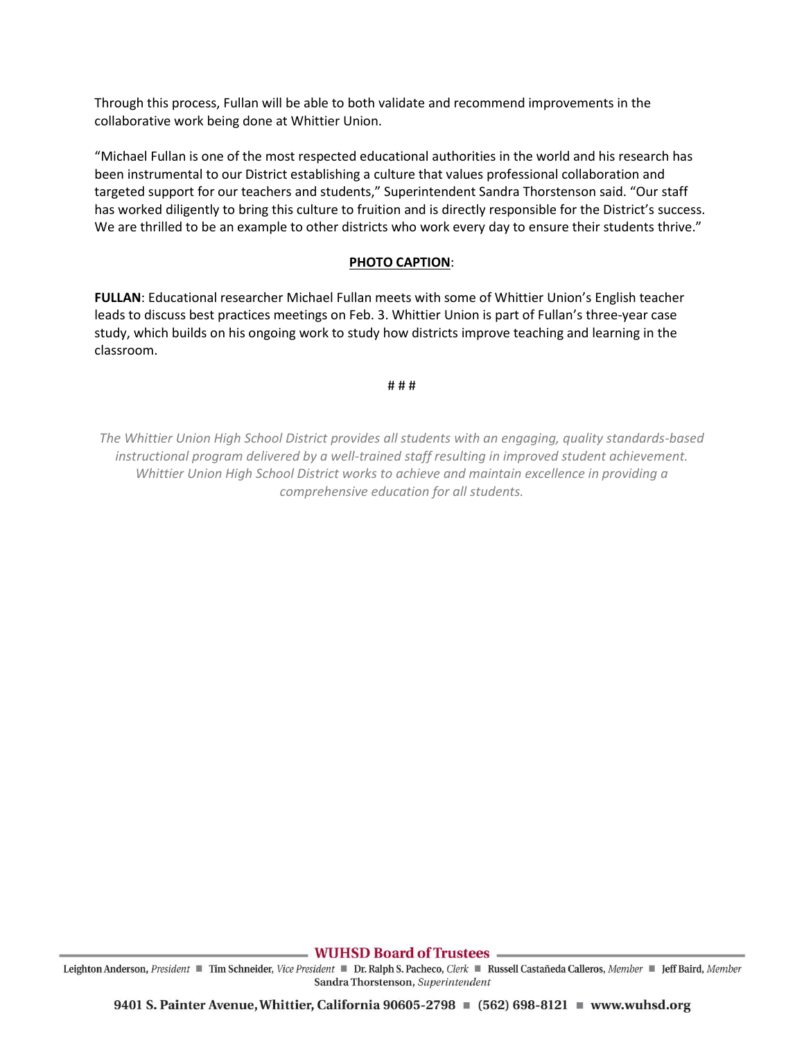Through this process, Fullan will be able to both validate and recommend improvements in the collaborative work being done at Whittier Union.

"Michael Fullan is one of the most respected educational authorities in the world and his research has been instrumental to our District establishing a culture that values professional collaboration and targeted support for our teachers and students," Superintendent Sandra Thorstenson said. "Our staff has worked diligently to bring this culture to fruition and is directly responsible for the District's success. We are thrilled to be an example to other districts who work every day to ensure their students thrive."

**PHOTO CAPTION**:

**FULLAN**: Educational researcher Michael Fullan meets with some of Whittier Union's English teacher leads to discuss best practices meetings on Feb. 3. Whittier Union is part of Fullan's three-year case study, which builds on his ongoing work to study how districts improve teaching and learning in the classroom.

# # #

*The Whittier Union High School District provides all students with an engaging, quality standards-based instructional program delivered by a well-trained staff resulting in improved student achievement. Whittier Union High School District works to achieve and maintain excellence in providing a comprehensive education for all students.*

**WUHSD Board of Trustees**

**Leighton Anderson**, *President* ■ **Tim Schneider**, *Vice President* ■ **Dr. Ralph S. Pacheco**, *Clerk* ■ **Russell Castañeda Calleros**, *Member* ■ **Jeff Baird**, *Member*
**Sandra Thorstenson**, *Superintendent*

**9401 S. Painter Avenue, Whittier, California 90605-2798 ■ (562) 698-8121 ■ www.wuhsd.org**